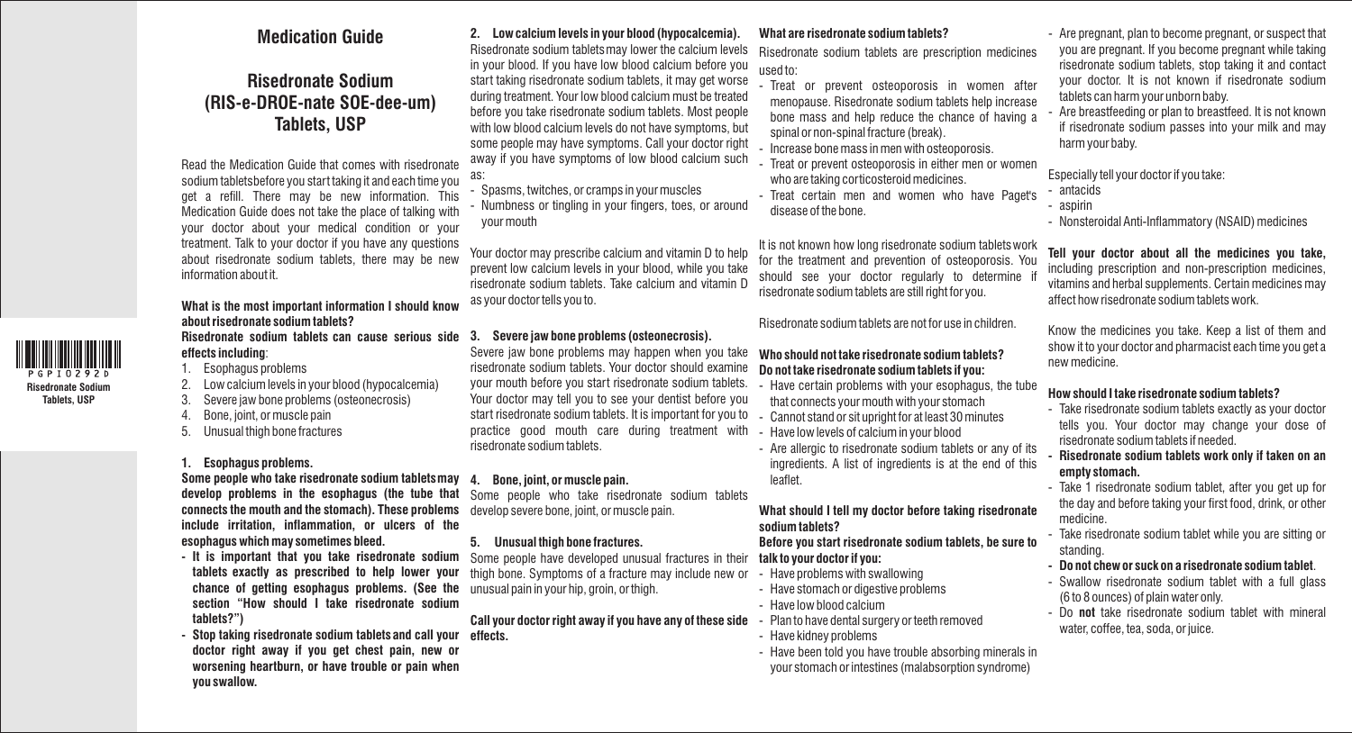# Medication Guide

## Risedronate Sodium (RIS-e-DROE-nate SOE-dee-um) Tablets, USP

Read the Medication Guide that comes with risedronate sodium tablets before you start taking it and each time you get a refill. There may be new information. This Medication Guide does not take the place of talking with your doctor about your medical condition or your treatment. Talk to your doctor if you have any questions about risedronate sodium tablets, there may be new information about it.

PGPI0292D
Risedronate Sodium Tablets, USP

**What is the most important information I should know about risedronate sodium tablets?**

**Risedronate sodium tablets can cause serious side effects including**:

1. Esophagus problems
2. Low calcium levels in your blood (hypocalcemia)
3. Severe jaw bone problems (osteonecrosis)
4. Bone, joint, or muscle pain
5. Unusual thigh bone fractures

**1. Esophagus problems.**

**Some people who take risedronate sodium tablets may develop problems in the esophagus (the tube that connects the mouth and the stomach). These problems include irritation, inflammation, or ulcers of the esophagus which may sometimes bleed.**

- **It is important that you take risedronate sodium tablets exactly as prescribed to help lower your chance of getting esophagus problems. (See the section "How should I take risedronate sodium tablets?")**
- **Stop taking risedronate sodium tablets and call your doctor right away if you get chest pain, new or worsening heartburn, or have trouble or pain when you swallow.**

**2. Low calcium levels in your blood (hypocalcemia).**

Risedronate sodium tablets may lower the calcium levels in your blood. If you have low blood calcium before you start taking risedronate sodium tablets, it may get worse during treatment. Your low blood calcium must be treated before you take risedronate sodium tablets. Most people with low blood calcium levels do not have symptoms, but some people may have symptoms. Call your doctor right away if you have symptoms of low blood calcium such as:

- Spasms, twitches, or cramps in your muscles
- Numbness or tingling in your fingers, toes, or around your mouth

Your doctor may prescribe calcium and vitamin D to help prevent low calcium levels in your blood, while you take risedronate sodium tablets. Take calcium and vitamin D as your doctor tells you to.

**3. Severe jaw bone problems (osteonecrosis).**

Severe jaw bone problems may happen when you take risedronate sodium tablets. Your doctor should examine your mouth before you start risedronate sodium tablets. Your doctor may tell you to see your dentist before you start risedronate sodium tablets. It is important for you to practice good mouth care during treatment with risedronate sodium tablets.

**4. Bone, joint, or muscle pain.**

Some people who take risedronate sodium tablets develop severe bone, joint, or muscle pain.

**5. Unusual thigh bone fractures.**

Some people have developed unusual fractures in their thigh bone. Symptoms of a fracture may include new or unusual pain in your hip, groin, or thigh.

**Call your doctor right away if you have any of these side effects.**

**What are risedronate sodium tablets?**

Risedronate sodium tablets are prescription medicines used to:

- Treat or prevent osteoporosis in women after menopause. Risedronate sodium tablets help increase bone mass and help reduce the chance of having a spinal or non-spinal fracture (break).
- Increase bone mass in men with osteoporosis.
- Treat or prevent osteoporosis in either men or women who are taking corticosteroid medicines.
- Treat certain men and women who have Paget's disease of the bone.

It is not known how long risedronate sodium tablets work for the treatment and prevention of osteoporosis. You should see your doctor regularly to determine if risedronate sodium tablets are still right for you.

Risedronate sodium tablets are not for use in children.

**Who should not take risedronate sodium tablets?**

**Do not take risedronate sodium tablets if you:**

- Have certain problems with your esophagus, the tube that connects your mouth with your stomach
- Cannot stand or sit upright for at least 30 minutes
- Have low levels of calcium in your blood
- Are allergic to risedronate sodium tablets or any of its ingredients. A list of ingredients is at the end of this leaflet.

**What should I tell my doctor before taking risedronate sodium tablets?**

**Before you start risedronate sodium tablets, be sure to talk to your doctor if you:**

- Have problems with swallowing
- Have stomach or digestive problems
- Have low blood calcium
- Plan to have dental surgery or teeth removed
- Have kidney problems
- Have been told you have trouble absorbing minerals in your stomach or intestines (malabsorption syndrome)
- Are pregnant, plan to become pregnant, or suspect that you are pregnant. If you become pregnant while taking risedronate sodium tablets, stop taking it and contact your doctor. It is not known if risedronate sodium tablets can harm your unborn baby.
- Are breastfeeding or plan to breastfeed. It is not known if risedronate sodium passes into your milk and may harm your baby.

Especially tell your doctor if you take:

- antacids
- aspirin
- Nonsteroidal Anti-Inflammatory (NSAID) medicines

**Tell your doctor about all the medicines you take,** including prescription and non-prescription medicines, vitamins and herbal supplements. Certain medicines may affect how risedronate sodium tablets work.

Know the medicines you take. Keep a list of them and show it to your doctor and pharmacist each time you get a new medicine.

**How should I take risedronate sodium tablets?**

- Take risedronate sodium tablets exactly as your doctor tells you. Your doctor may change your dose of risedronate sodium tablets if needed.
- **Risedronate sodium tablets work only if taken on an empty stomach.**
- Take 1 risedronate sodium tablet, after you get up for the day and before taking your first food, drink, or other medicine.
- Take risedronate sodium tablet while you are sitting or standing.
- **Do not chew or suck on a risedronate sodium tablet**.
- Swallow risedronate sodium tablet with a full glass (6 to 8 ounces) of plain water only.
- Do **not** take risedronate sodium tablet with mineral water, coffee, tea, soda, or juice.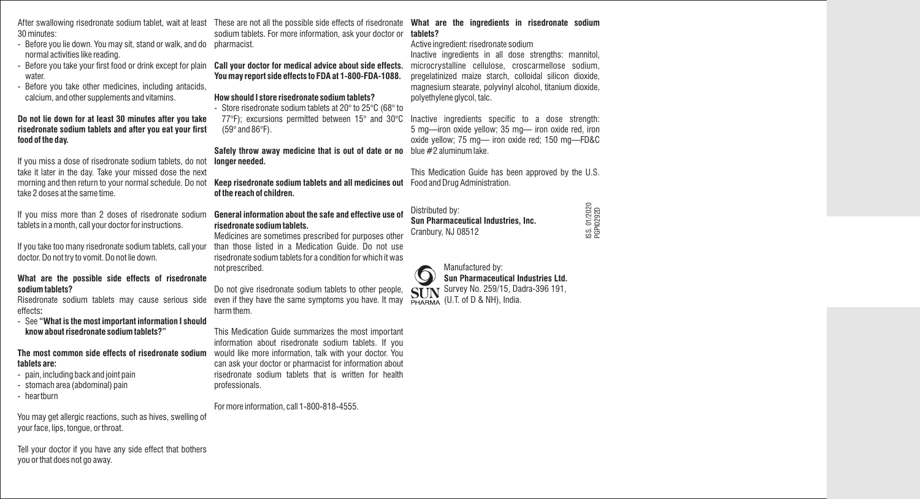After swallowing risedronate sodium tablet, wait at least 30 minutes:

- Before you lie down. You may sit, stand or walk, and do normal activities like reading.
- Before you take your first food or drink except for plain water.
- Before you take other medicines, including antacids, calcium, and other supplements and vitamins.

**Do not lie down for at least 30 minutes after you take risedronate sodium tablets and after you eat your first food of the day.**

If you miss a dose of risedronate sodium tablets, do not take it later in the day. Take your missed dose the next morning and then return to your normal schedule. Do not take 2 doses at the same time.

If you miss more than 2 doses of risedronate sodium tablets in a month, call your doctor for instructions.

If you take too many risedronate sodium tablets, call your doctor. Do not try to vomit. Do not lie down.

**What are the possible side effects of risedronate sodium tablets?**

Risedronate sodium tablets may cause serious side effects**:**

- See **"What is the most important information I should know about risedronate sodium tablets?"**

**The most common side effects of risedronate sodium tablets are:**

- pain, including back and joint pain
- stomach area (abdominal) pain
- heartburn

You may get allergic reactions, such as hives, swelling of your face, lips, tongue, or throat.

Tell your doctor if you have any side effect that bothers you or that does not go away.

These are not all the possible side effects of risedronate sodium tablets. For more information, ask your doctor or pharmacist.

**Call your doctor for medical advice about side effects. You may report side effects to FDA at 1-800-FDA-1088.**

**How should I store risedronate sodium tablets?**

- Store risedronate sodium tablets at 20° to 25°C (68° to 77°F); excursions permitted between 15° and 30°C (59° and 86°F).

**Safely throw away medicine that is out of date or no longer needed.**

**Keep risedronate sodium tablets and all medicines out of the reach of children.**

**General information about the safe and effective use of risedronate sodium tablets.**

Medicines are sometimes prescribed for purposes other than those listed in a Medication Guide. Do not use risedronate sodium tablets for a condition for which it was not prescribed.

Do not give risedronate sodium tablets to other people, even if they have the same symptoms you have. It may harm them.

This Medication Guide summarizes the most important information about risedronate sodium tablets. If you would like more information, talk with your doctor. You can ask your doctor or pharmacist for information about risedronate sodium tablets that is written for health professionals.

For more information, call 1-800-818-4555.

**What are the ingredients in risedronate sodium tablets?**

Active ingredient: risedronate sodium

Inactive ingredients in all dose strengths: mannitol, microcrystalline cellulose, croscarmellose sodium, pregelatinized maize starch, colloidal silicon dioxide, magnesium stearate, polyvinyl alcohol, titanium dioxide, polyethylene glycol, talc.

Inactive ingredients specific to a dose strength: 5 mg—iron oxide yellow; 35 mg— iron oxide red, iron oxide yellow; 75 mg— iron oxide red; 150 mg—FD&C blue #2 aluminum lake.

This Medication Guide has been approved by the U.S. Food and Drug Administration.

Distributed by:
**Sun Pharmaceutical Industries, Inc.**
Cranbury, NJ 08512

Manufactured by:
**Sun Pharmaceutical Industries Ltd.**
Survey No. 259/15, Dadra-396 191,
(U.T. of D & NH), India.

ISS. 01/2020
PGPI0292D